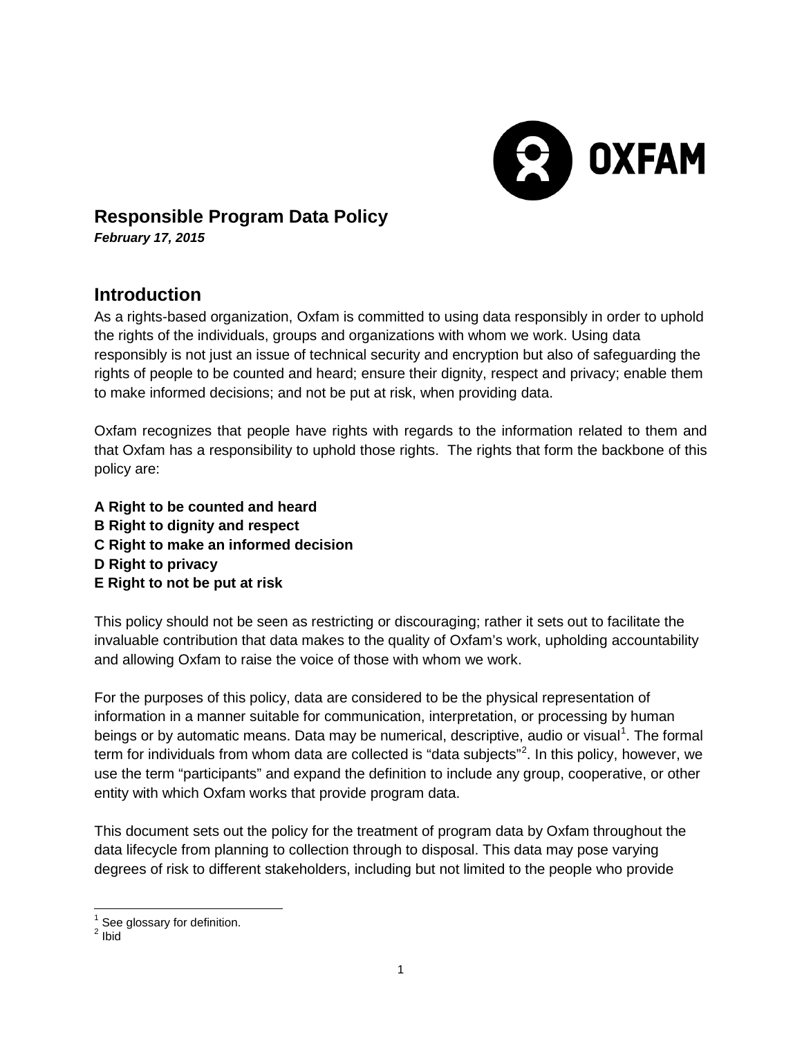## Responsible Program Data Policy

***February 17, 2015***

## Introduction

As a rights-based organization, Oxfam is committed to using data responsibly in order to uphold the rights of the individuals, groups and organizations with whom we work. Using data responsibly is not just an issue of technical security and encryption but also of safeguarding the rights of people to be counted and heard; ensure their dignity, respect and privacy; enable them to make informed decisions; and not be put at risk, when providing data.

Oxfam recognizes that people have rights with regards to the information related to them and that Oxfam has a responsibility to uphold those rights. The rights that form the backbone of this policy are:

**A Right to be counted and heard**
**B Right to dignity and respect**
**C Right to make an informed decision**
**D Right to privacy**
**E Right to not be put at risk**

This policy should not be seen as restricting or discouraging; rather it sets out to facilitate the invaluable contribution that data makes to the quality of Oxfam's work, upholding accountability and allowing Oxfam to raise the voice of those with whom we work.

For the purposes of this policy, data are considered to be the physical representation of information in a manner suitable for communication, interpretation, or processing by human beings or by automatic means. Data may be numerical, descriptive, audio or visual[1]. The formal term for individuals from whom data are collected is "data subjects"[2]. In this policy, however, we use the term "participants" and expand the definition to include any group, cooperative, or other entity with which Oxfam works that provide program data.

This document sets out the policy for the treatment of program data by Oxfam throughout the data lifecycle from planning to collection through to disposal. This data may pose varying degrees of risk to different stakeholders, including but not limited to the people who provide

[1] See glossary for definition.
[2] Ibid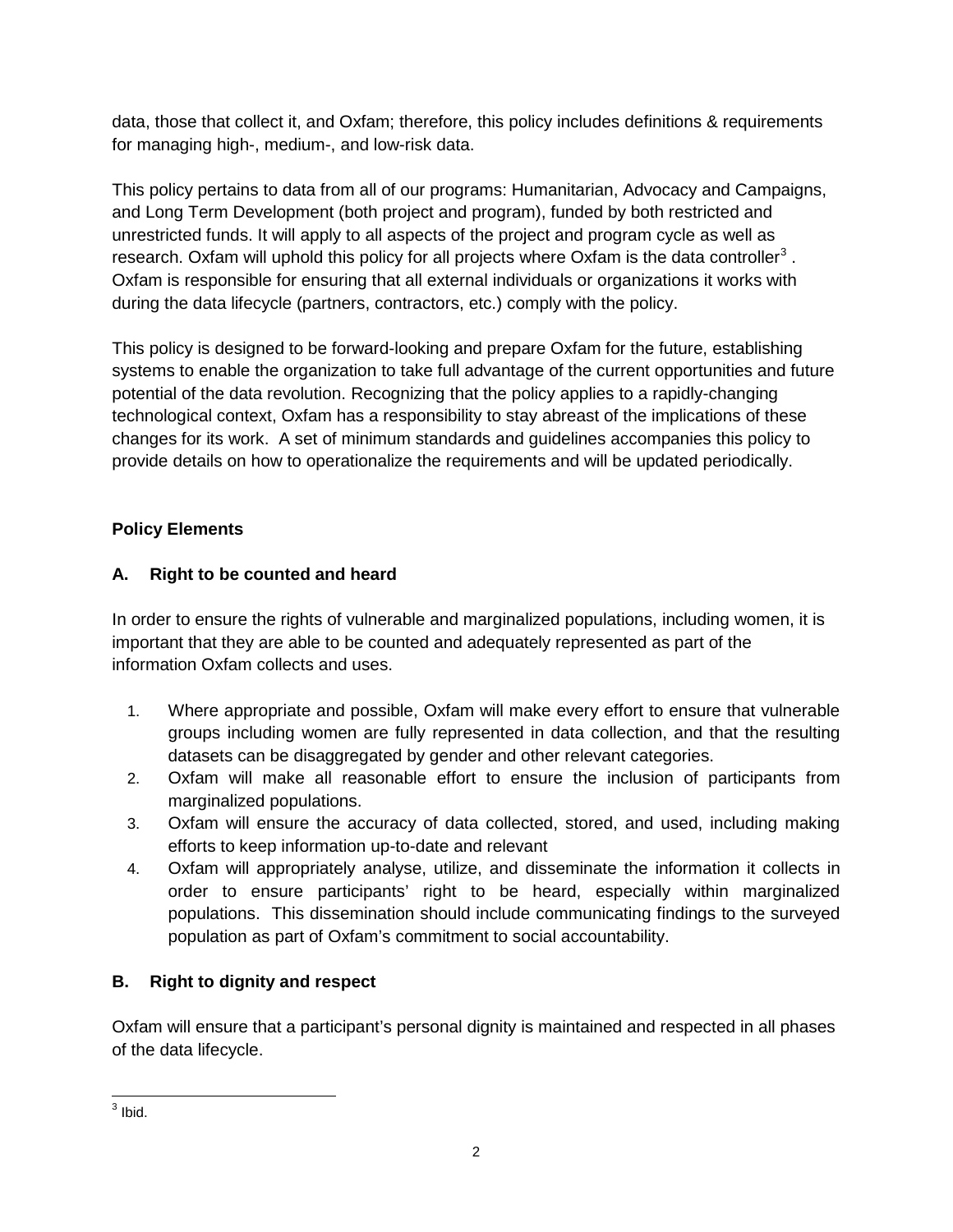data, those that collect it, and Oxfam; therefore, this policy includes definitions & requirements for managing high-, medium-, and low-risk data.

This policy pertains to data from all of our programs: Humanitarian, Advocacy and Campaigns, and Long Term Development (both project and program), funded by both restricted and unrestricted funds. It will apply to all aspects of the project and program cycle as well as research. Oxfam will uphold this policy for all projects where Oxfam is the data controller[3] . Oxfam is responsible for ensuring that all external individuals or organizations it works with during the data lifecycle (partners, contractors, etc.) comply with the policy.

This policy is designed to be forward-looking and prepare Oxfam for the future, establishing systems to enable the organization to take full advantage of the current opportunities and future potential of the data revolution. Recognizing that the policy applies to a rapidly-changing technological context, Oxfam has a responsibility to stay abreast of the implications of these changes for its work. A set of minimum standards and guidelines accompanies this policy to provide details on how to operationalize the requirements and will be updated periodically.

## Policy Elements

### A. Right to be counted and heard

In order to ensure the rights of vulnerable and marginalized populations, including women, it is important that they are able to be counted and adequately represented as part of the information Oxfam collects and uses.

1. Where appropriate and possible, Oxfam will make every effort to ensure that vulnerable groups including women are fully represented in data collection, and that the resulting datasets can be disaggregated by gender and other relevant categories.
2. Oxfam will make all reasonable effort to ensure the inclusion of participants from marginalized populations.
3. Oxfam will ensure the accuracy of data collected, stored, and used, including making efforts to keep information up-to-date and relevant
4. Oxfam will appropriately analyse, utilize, and disseminate the information it collects in order to ensure participants' right to be heard, especially within marginalized populations. This dissemination should include communicating findings to the surveyed population as part of Oxfam's commitment to social accountability.

### B. Right to dignity and respect

Oxfam will ensure that a participant's personal dignity is maintained and respected in all phases of the data lifecycle.

[3] Ibid.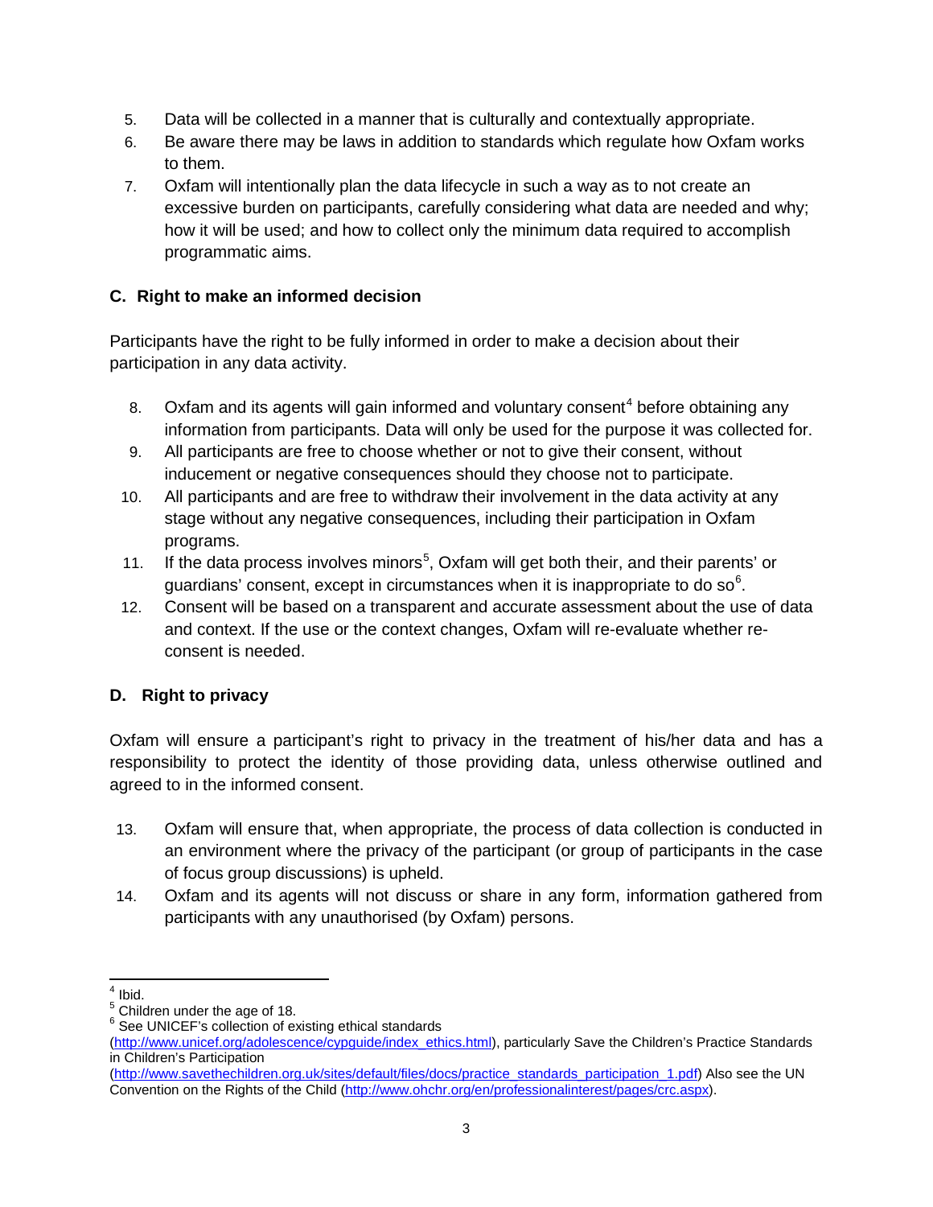5. Data will be collected in a manner that is culturally and contextually appropriate.
6. Be aware there may be laws in addition to standards which regulate how Oxfam works to them.
7. Oxfam will intentionally plan the data lifecycle in such a way as to not create an excessive burden on participants, carefully considering what data are needed and why; how it will be used; and how to collect only the minimum data required to accomplish programmatic aims.

**C. Right to make an informed decision**

Participants have the right to be fully informed in order to make a decision about their participation in any data activity.

8. Oxfam and its agents will gain informed and voluntary consent[4] before obtaining any information from participants. Data will only be used for the purpose it was collected for.
9. All participants are free to choose whether or not to give their consent, without inducement or negative consequences should they choose not to participate.
10. All participants and are free to withdraw their involvement in the data activity at any stage without any negative consequences, including their participation in Oxfam programs.
11. If the data process involves minors[5], Oxfam will get both their, and their parents' or guardians' consent, except in circumstances when it is inappropriate to do so[6].
12. Consent will be based on a transparent and accurate assessment about the use of data and context. If the use or the context changes, Oxfam will re-evaluate whether re-consent is needed.

**D. Right to privacy**

Oxfam will ensure a participant's right to privacy in the treatment of his/her data and has a responsibility to protect the identity of those providing data, unless otherwise outlined and agreed to in the informed consent.

13. Oxfam will ensure that, when appropriate, the process of data collection is conducted in an environment where the privacy of the participant (or group of participants in the case of focus group discussions) is upheld.
14. Oxfam and its agents will not discuss or share in any form, information gathered from participants with any unauthorised (by Oxfam) persons.

---

[4] Ibid.
[5] Children under the age of 18.
[6] See UNICEF's collection of existing ethical standards (http://www.unicef.org/adolescence/cypguide/index_ethics.html), particularly Save the Children's Practice Standards in Children's Participation (http://www.savethechildren.org.uk/sites/default/files/docs/practice_standards_participation_1.pdf) Also see the UN Convention on the Rights of the Child (http://www.ohchr.org/en/professionalinterest/pages/crc.aspx).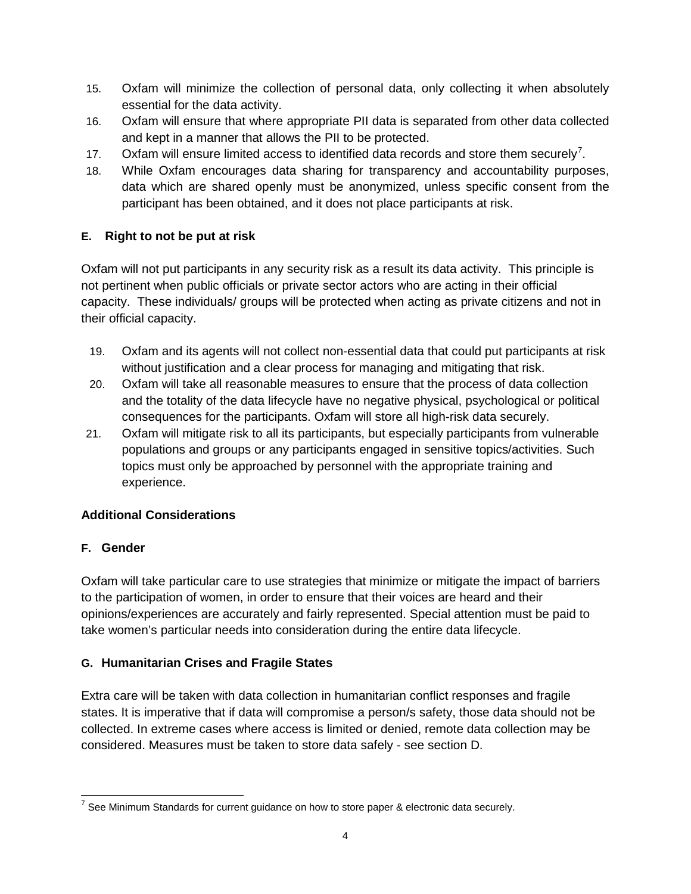15. Oxfam will minimize the collection of personal data, only collecting it when absolutely essential for the data activity.
16. Oxfam will ensure that where appropriate PII data is separated from other data collected and kept in a manner that allows the PII to be protected.
17. Oxfam will ensure limited access to identified data records and store them securely[7].
18. While Oxfam encourages data sharing for transparency and accountability purposes, data which are shared openly must be anonymized, unless specific consent from the participant has been obtained, and it does not place participants at risk.

### E. Right to not be put at risk

Oxfam will not put participants in any security risk as a result its data activity. This principle is not pertinent when public officials or private sector actors who are acting in their official capacity. These individuals/ groups will be protected when acting as private citizens and not in their official capacity.

19. Oxfam and its agents will not collect non-essential data that could put participants at risk without justification and a clear process for managing and mitigating that risk.
20. Oxfam will take all reasonable measures to ensure that the process of data collection and the totality of the data lifecycle have no negative physical, psychological or political consequences for the participants. Oxfam will store all high-risk data securely.
21. Oxfam will mitigate risk to all its participants, but especially participants from vulnerable populations and groups or any participants engaged in sensitive topics/activities. Such topics must only be approached by personnel with the appropriate training and experience.

## Additional Considerations

### F. Gender

Oxfam will take particular care to use strategies that minimize or mitigate the impact of barriers to the participation of women, in order to ensure that their voices are heard and their opinions/experiences are accurately and fairly represented. Special attention must be paid to take women's particular needs into consideration during the entire data lifecycle.

### G. Humanitarian Crises and Fragile States

Extra care will be taken with data collection in humanitarian conflict responses and fragile states. It is imperative that if data will compromise a person/s safety, those data should not be collected. In extreme cases where access is limited or denied, remote data collection may be considered. Measures must be taken to store data safely - see section D.

---

[7] See Minimum Standards for current guidance on how to store paper & electronic data securely.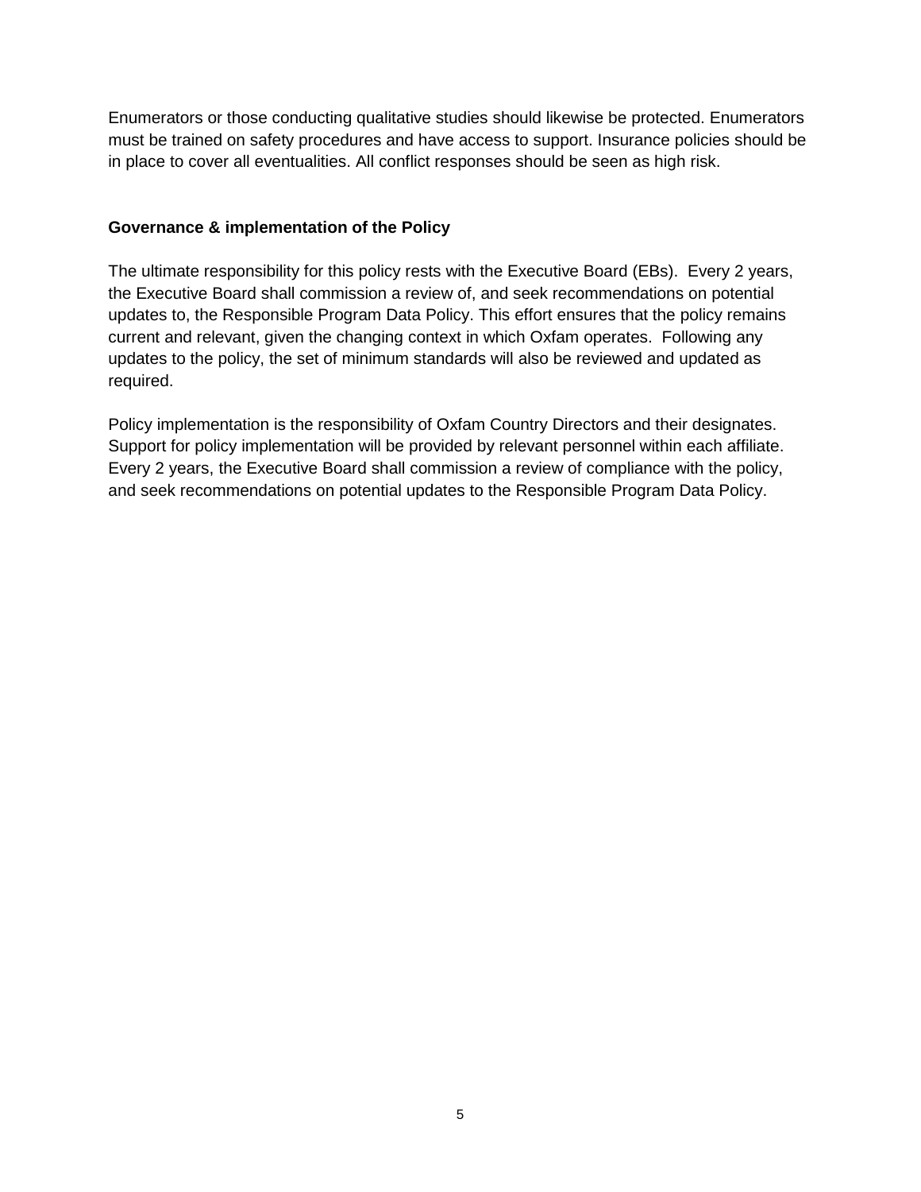Enumerators or those conducting qualitative studies should likewise be protected. Enumerators must be trained on safety procedures and have access to support. Insurance policies should be in place to cover all eventualities. All conflict responses should be seen as high risk.

**Governance & implementation of the Policy**

The ultimate responsibility for this policy rests with the Executive Board (EBs). Every 2 years, the Executive Board shall commission a review of, and seek recommendations on potential updates to, the Responsible Program Data Policy. This effort ensures that the policy remains current and relevant, given the changing context in which Oxfam operates. Following any updates to the policy, the set of minimum standards will also be reviewed and updated as required.

Policy implementation is the responsibility of Oxfam Country Directors and their designates. Support for policy implementation will be provided by relevant personnel within each affiliate. Every 2 years, the Executive Board shall commission a review of compliance with the policy, and seek recommendations on potential updates to the Responsible Program Data Policy.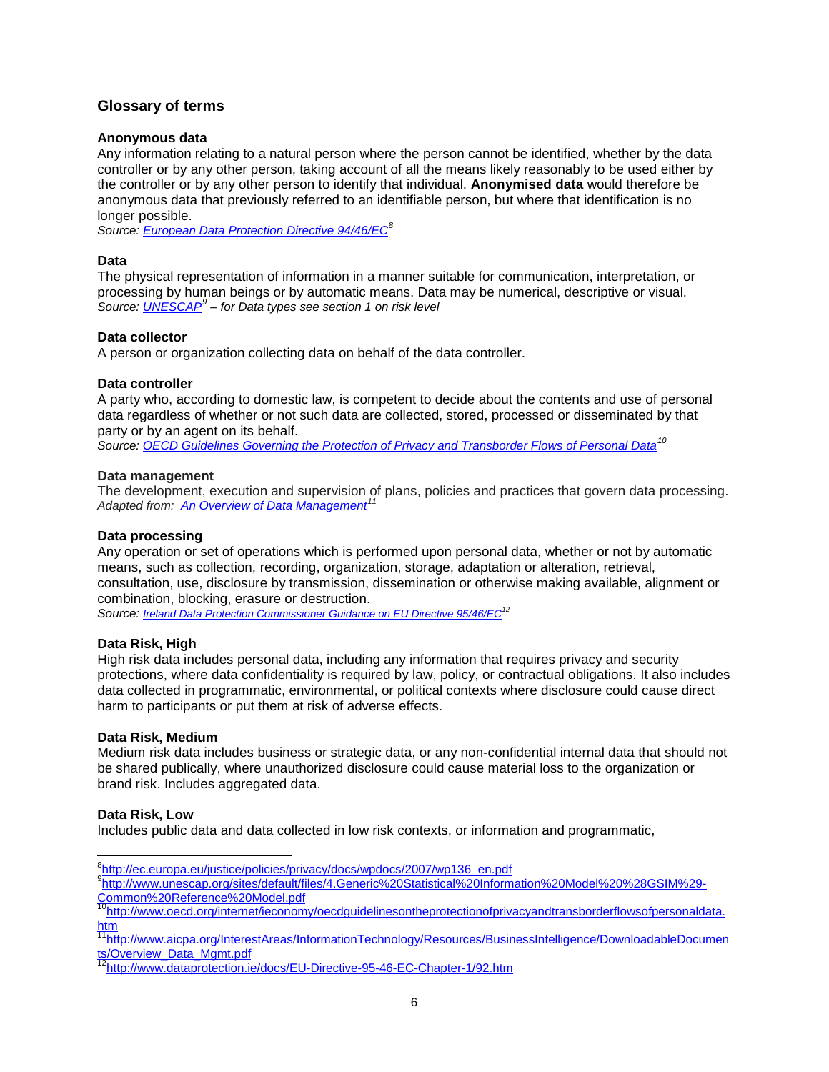## Glossary of terms

### Anonymous data

Any information relating to a natural person where the person cannot be identified, whether by the data controller or by any other person, taking account of all the means likely reasonably to be used either by the controller or by any other person to identify that individual. **Anonymised data** would therefore be anonymous data that previously referred to an identifiable person, but where that identification is no longer possible.
*Source: European Data Protection Directive 94/46/EC*[8]

### Data

The physical representation of information in a manner suitable for communication, interpretation, or processing by human beings or by automatic means. Data may be numerical, descriptive or visual.
*Source: UNESCAP*[9] *– for Data types see section 1 on risk level*

### Data collector

A person or organization collecting data on behalf of the data controller.

### Data controller

A party who, according to domestic law, is competent to decide about the contents and use of personal data regardless of whether or not such data are collected, stored, processed or disseminated by that party or by an agent on its behalf.
*Source: OECD Guidelines Governing the Protection of Privacy and Transborder Flows of Personal Data*[10]

### Data management

The development, execution and supervision of plans, policies and practices that govern data processing.
*Adapted from: An Overview of Data Management*[11]

### Data processing

Any operation or set of operations which is performed upon personal data, whether or not by automatic means, such as collection, recording, organization, storage, adaptation or alteration, retrieval, consultation, use, disclosure by transmission, dissemination or otherwise making available, alignment or combination, blocking, erasure or destruction.
*Source: Ireland Data Protection Commissioner Guidance on EU Directive 95/46/EC*[12]

### Data Risk, High

High risk data includes personal data, including any information that requires privacy and security protections, where data confidentiality is required by law, policy, or contractual obligations. It also includes data collected in programmatic, environmental, or political contexts where disclosure could cause direct harm to participants or put them at risk of adverse effects.

### Data Risk, Medium

Medium risk data includes business or strategic data, or any non-confidential internal data that should not be shared publically, where unauthorized disclosure could cause material loss to the organization or brand risk. Includes aggregated data.

### Data Risk, Low

Includes public data and data collected in low risk contexts, or information and programmatic,

---

[8] http://ec.europa.eu/justice/policies/privacy/docs/wpdocs/2007/wp136_en.pdf
[9] http://www.unescap.org/sites/default/files/4.Generic%20Statistical%20Information%20Model%20%28GSIM%29-Common%20Reference%20Model.pdf
[10] http://www.oecd.org/internet/ieconomy/oecdguidelinesontheprotectionofprivacyandtransborderflowsofpersonaldata.htm
[11] http://www.aicpa.org/InterestAreas/InformationTechnology/Resources/BusinessIntelligence/DownloadableDocuments/Overview_Data_Mgmt.pdf
[12] http://www.dataprotection.ie/docs/EU-Directive-95-46-EC-Chapter-1/92.htm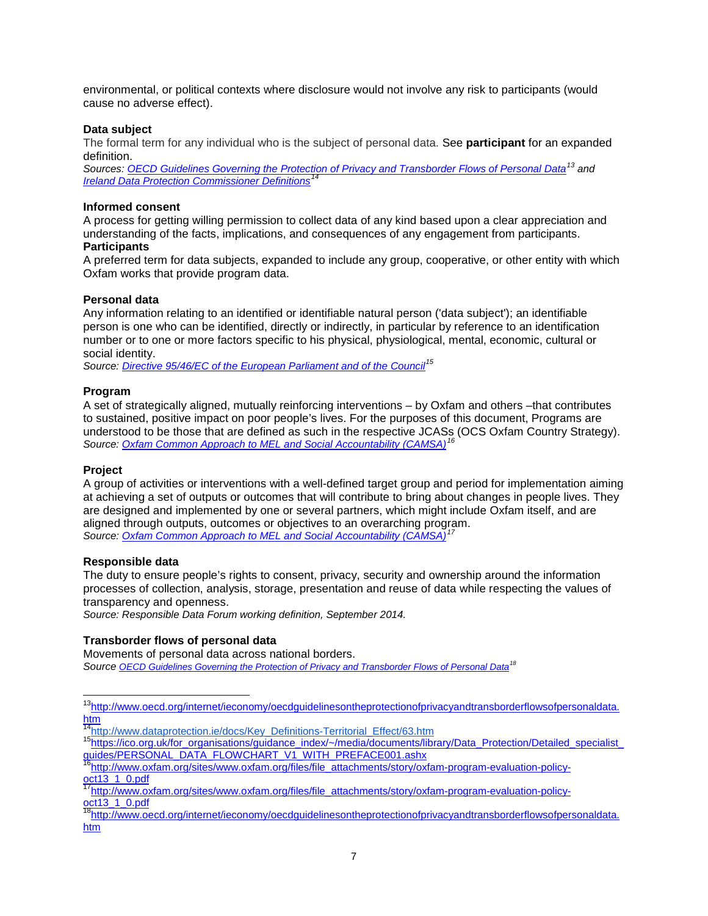environmental, or political contexts where disclosure would not involve any risk to participants (would cause no adverse effect).

**Data subject**

The formal term for any individual who is the subject of personal data. See **participant** for an expanded definition.

*Sources: OECD Guidelines Governing the Protection of Privacy and Transborder Flows of Personal Data*[13] *and Ireland Data Protection Commissioner Definitions*[14]

**Informed consent**

A process for getting willing permission to collect data of any kind based upon a clear appreciation and understanding of the facts, implications, and consequences of any engagement from participants.

**Participants**

A preferred term for data subjects, expanded to include any group, cooperative, or other entity with which Oxfam works that provide program data.

**Personal data**

Any information relating to an identified or identifiable natural person ('data subject'); an identifiable person is one who can be identified, directly or indirectly, in particular by reference to an identification number or to one or more factors specific to his physical, physiological, mental, economic, cultural or social identity.

*Source: Directive 95/46/EC of the European Parliament and of the Council*[15]

**Program**

A set of strategically aligned, mutually reinforcing interventions – by Oxfam and others –that contributes to sustained, positive impact on poor people's lives. For the purposes of this document, Programs are understood to be those that are defined as such in the respective JCASs (OCS Oxfam Country Strategy).

*Source: Oxfam Common Approach to MEL and Social Accountability (CAMSA)*[16]

**Project**

A group of activities or interventions with a well-defined target group and period for implementation aiming at achieving a set of outputs or outcomes that will contribute to bring about changes in people lives. They are designed and implemented by one or several partners, which might include Oxfam itself, and are aligned through outputs, outcomes or objectives to an overarching program.

*Source: Oxfam Common Approach to MEL and Social Accountability (CAMSA)*[17]

**Responsible data**

The duty to ensure people's rights to consent, privacy, security and ownership around the information processes of collection, analysis, storage, presentation and reuse of data while respecting the values of transparency and openness.

*Source: Responsible Data Forum working definition, September 2014.*

**Transborder flows of personal data**

Movements of personal data across national borders.

*Source OECD Guidelines Governing the Protection of Privacy and Transborder Flows of Personal Data*[18]

---

[13] http://www.oecd.org/internet/ieconomy/oecdguidelinesontheprotectionofprivacyandtransborderflowsofpersonaldata.htm

[14] http://www.dataprotection.ie/docs/Key_Definitions-Territorial_Effect/63.htm

[15] https://ico.org.uk/for_organisations/guidance_index/~/media/documents/library/Data_Protection/Detailed_specialist_guides/PERSONAL_DATA_FLOWCHART_V1_WITH_PREFACE001.ashx

[16] http://www.oxfam.org/sites/www.oxfam.org/files/file_attachments/story/oxfam-program-evaluation-policy-oct13_1_0.pdf

[17] http://www.oxfam.org/sites/www.oxfam.org/files/file_attachments/story/oxfam-program-evaluation-policy-oct13_1_0.pdf

[18] http://www.oecd.org/internet/ieconomy/oecdguidelinesontheprotectionofprivacyandtransborderflowsofpersonaldata.htm